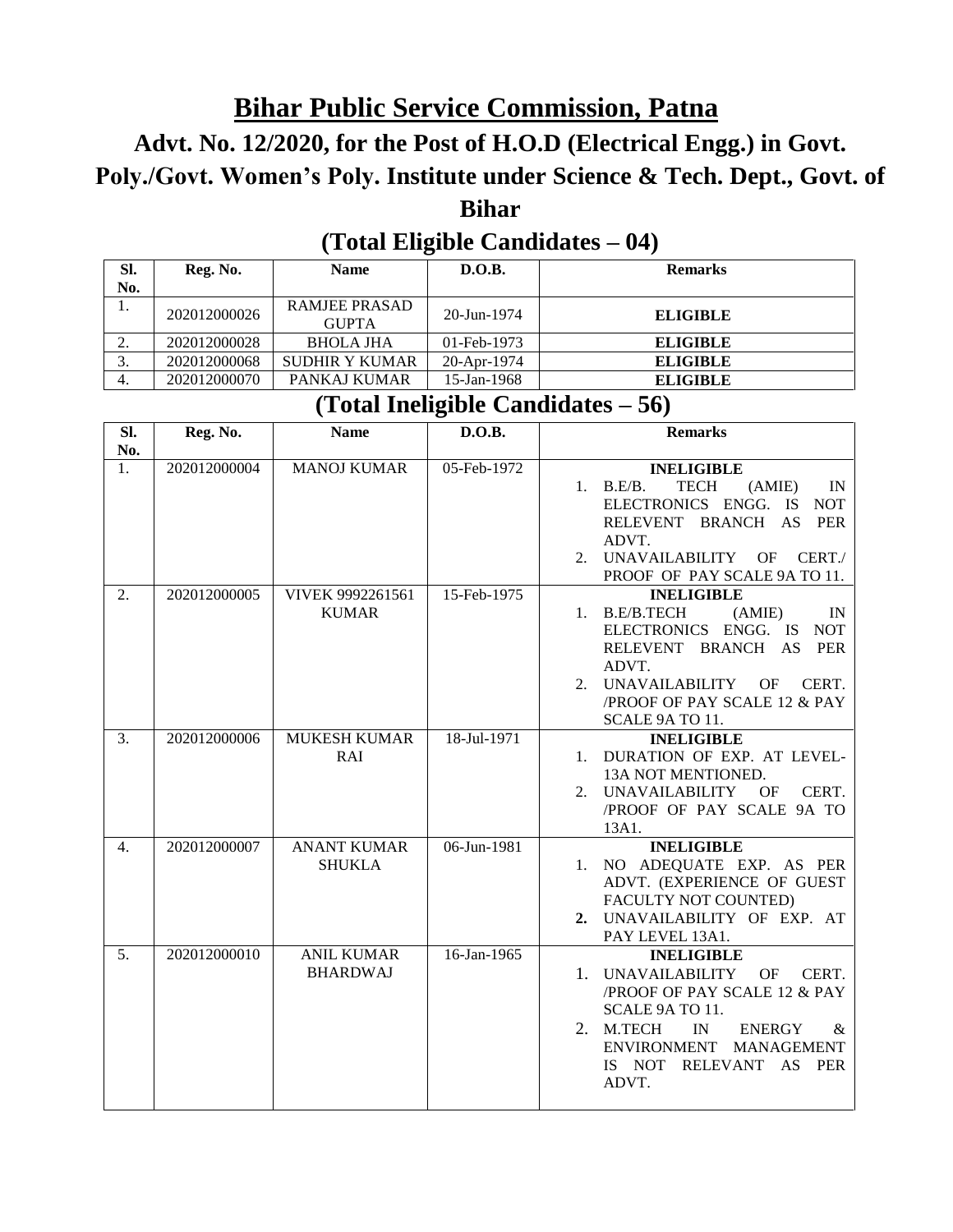# Bihar Public Service Commission, Patna

## Advt. No. 12/2020, for the Post of H.O.D (Electrical Engg.) in Govt. Poly./Govt. Women's Poly. Institute under Science & Tech. Dept., Govt. of Bihar

## (Total Eligible Candidates – 04)

| Sl. No. | Reg. No. | Name | D.O.B. | Remarks |
|---|---|---|---|---|
| 1. | 202012000026 | RAMJEE PRASAD GUPTA | 20-Jun-1974 | **ELIGIBLE** |
| 2. | 202012000028 | BHOLA JHA | 01-Feb-1973 | **ELIGIBLE** |
| 3. | 202012000068 | SUDHIR Y KUMAR | 20-Apr-1974 | **ELIGIBLE** |
| 4. | 202012000070 | PANKAJ KUMAR | 15-Jan-1968 | **ELIGIBLE** |

## (Total Ineligible Candidates – 56)

| Sl. No. | Reg. No. | Name | D.O.B. | Remarks |
|---|---|---|---|---|
| 1. | 202012000004 | MANOJ KUMAR | 05-Feb-1972 | **INELIGIBLE**<br>1. B.E/B. TECH (AMIE) IN ELECTRONICS ENGG. IS NOT RELEVENT BRANCH AS PER ADVT.<br>2. UNAVAILABILITY OF CERT./ PROOF OF PAY SCALE 9A TO 11. |
| 2. | 202012000005 | VIVEK 9992261561 KUMAR | 15-Feb-1975 | **INELIGIBLE**<br>1. B.E/B.TECH (AMIE) IN ELECTRONICS ENGG. IS NOT RELEVENT BRANCH AS PER ADVT.<br>2. UNAVAILABILITY OF CERT. /PROOF OF PAY SCALE 12 & PAY SCALE 9A TO 11. |
| 3. | 202012000006 | MUKESH KUMAR RAI | 18-Jul-1971 | **INELIGIBLE**<br>1. DURATION OF EXP. AT LEVEL-13A NOT MENTIONED.<br>2. UNAVAILABILITY OF CERT. /PROOF OF PAY SCALE 9A TO 13A1. |
| 4. | 202012000007 | ANANT KUMAR SHUKLA | 06-Jun-1981 | **INELIGIBLE**<br>1. NO ADEQUATE EXP. AS PER ADVT. (EXPERIENCE OF GUEST FACULTY NOT COUNTED)<br>**2.** UNAVAILABILITY OF EXP. AT PAY LEVEL 13A1. |
| 5. | 202012000010 | ANIL KUMAR BHARDWAJ | 16-Jan-1965 | **INELIGIBLE**<br>1. UNAVAILABILITY OF CERT. /PROOF OF PAY SCALE 12 & PAY SCALE 9A TO 11.<br>2. M.TECH IN ENERGY & ENVIRONMENT MANAGEMENT IS NOT RELEVANT AS PER ADVT. |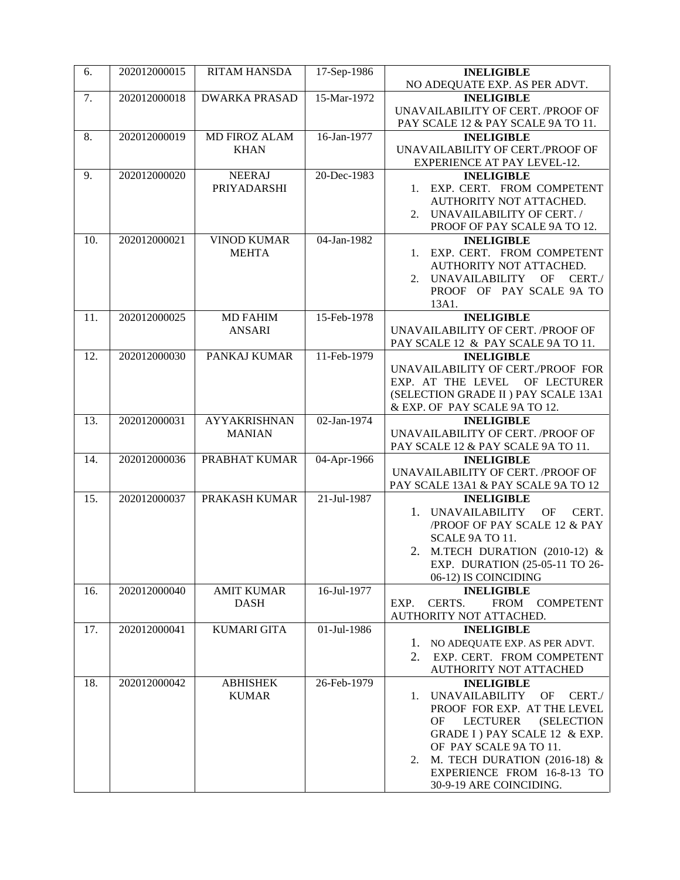| 6. | 202012000015 | RITAM HANSDA | 17-Sep-1986 | **INELIGIBLE** NO ADEQUATE EXP. AS PER ADVT. |
|---|---|---|---|---|
| 7. | 202012000018 | DWARKA PRASAD | 15-Mar-1972 | **INELIGIBLE** UNAVAILABILITY OF CERT. /PROOF OF PAY SCALE 12 & PAY SCALE 9A TO 11. |
| 8. | 202012000019 | MD FIROZ ALAM KHAN | 16-Jan-1977 | **INELIGIBLE** UNAVAILABILITY OF CERT./PROOF OF EXPERIENCE AT PAY LEVEL-12. |
| 9. | 202012000020 | NEERAJ PRIYADARSHI | 20-Dec-1983 | **INELIGIBLE** 1. EXP. CERT. FROM COMPETENT AUTHORITY NOT ATTACHED. 2. UNAVAILABILITY OF CERT. / PROOF OF PAY SCALE 9A TO 12. |
| 10. | 202012000021 | VINOD KUMAR MEHTA | 04-Jan-1982 | **INELIGIBLE** 1. EXP. CERT. FROM COMPETENT AUTHORITY NOT ATTACHED. 2. UNAVAILABILITY OF CERT./ PROOF OF PAY SCALE 9A TO 13A1. |
| 11. | 202012000025 | MD FAHIM ANSARI | 15-Feb-1978 | **INELIGIBLE** UNAVAILABILITY OF CERT. /PROOF OF PAY SCALE 12 & PAY SCALE 9A TO 11. |
| 12. | 202012000030 | PANKAJ KUMAR | 11-Feb-1979 | **INELIGIBLE** UNAVAILABILITY OF CERT./PROOF FOR EXP. AT THE LEVEL OF LECTURER (SELECTION GRADE II ) PAY SCALE 13A1 & EXP. OF PAY SCALE 9A TO 12. |
| 13. | 202012000031 | AYYAKRISHNAN MANIAN | 02-Jan-1974 | **INELIGIBLE** UNAVAILABILITY OF CERT. /PROOF OF PAY SCALE 12 & PAY SCALE 9A TO 11. |
| 14. | 202012000036 | PRABHAT KUMAR | 04-Apr-1966 | **INELIGIBLE** UNAVAILABILITY OF CERT. /PROOF OF PAY SCALE 13A1 & PAY SCALE 9A TO 12 |
| 15. | 202012000037 | PRAKASH KUMAR | 21-Jul-1987 | **INELIGIBLE** 1. UNAVAILABILITY OF CERT. /PROOF OF PAY SCALE 12 & PAY SCALE 9A TO 11. 2. M.TECH DURATION (2010-12) & EXP. DURATION (25-05-11 TO 26-06-12) IS COINCIDING |
| 16. | 202012000040 | AMIT KUMAR DASH | 16-Jul-1977 | **INELIGIBLE** EXP. CERTS. FROM COMPETENT AUTHORITY NOT ATTACHED. |
| 17. | 202012000041 | KUMARI GITA | 01-Jul-1986 | **INELIGIBLE** 1. NO ADEQUATE EXP. AS PER ADVT. 2. EXP. CERT. FROM COMPETENT AUTHORITY NOT ATTACHED |
| 18. | 202012000042 | ABHISHEK KUMAR | 26-Feb-1979 | **INELIGIBLE** 1. UNAVAILABILITY OF CERT./ PROOF FOR EXP. AT THE LEVEL OF LECTURER (SELECTION GRADE I ) PAY SCALE 12 & EXP. OF PAY SCALE 9A TO 11. 2. M. TECH DURATION (2016-18) & EXPERIENCE FROM 16-8-13 TO 30-9-19 ARE COINCIDING. |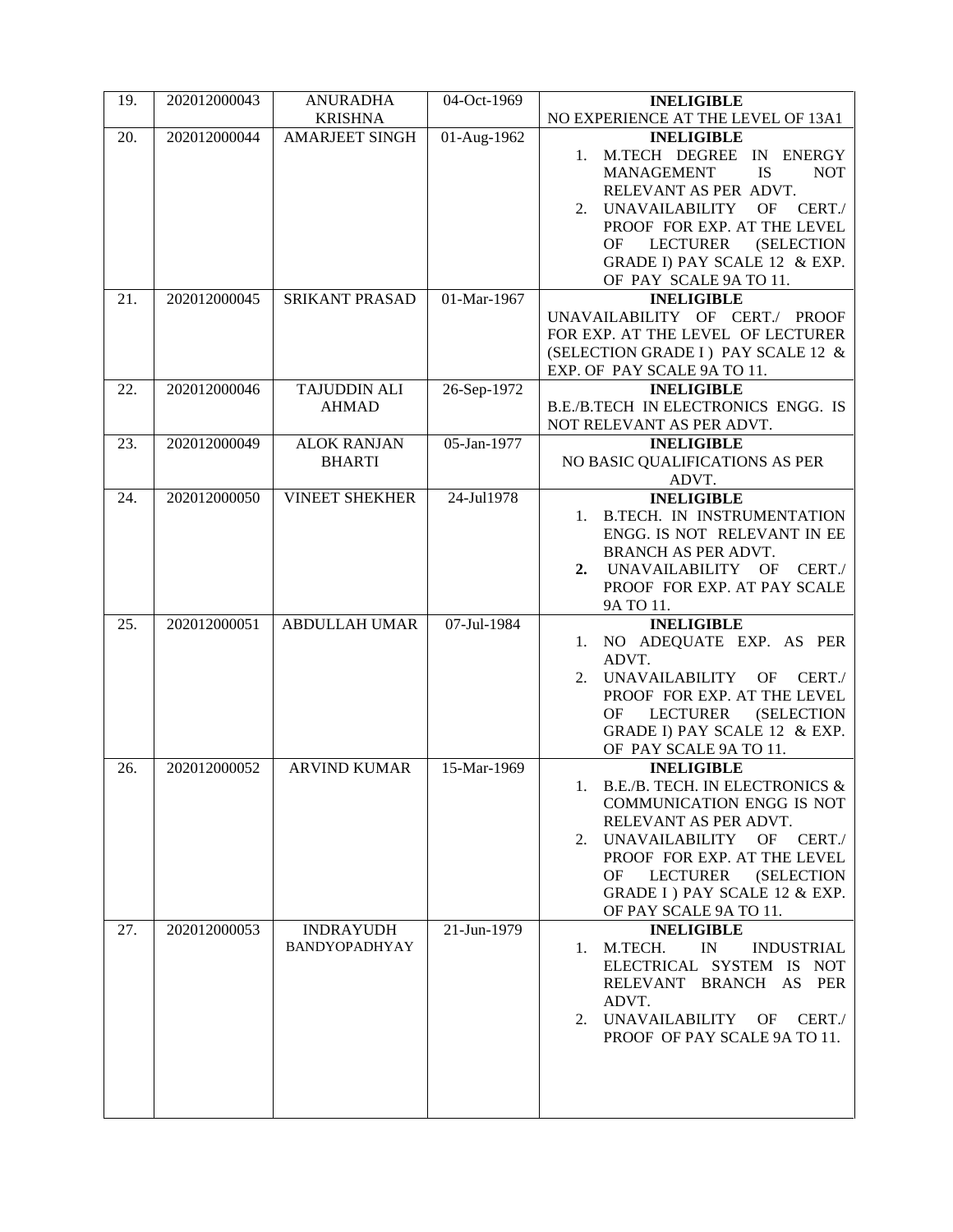| 19. | 202012000043 | ANURADHA KRISHNA | 04-Oct-1969 | **INELIGIBLE**<br>NO EXPERIENCE AT THE LEVEL OF 13A1 |
|---|---|---|---|---|
| 20. | 202012000044 | AMARJEET SINGH | 01-Aug-1962 | **INELIGIBLE**<br>1. M.TECH DEGREE IN ENERGY MANAGEMENT IS NOT RELEVANT AS PER ADVT.<br>2. UNAVAILABILITY OF CERT./ PROOF FOR EXP. AT THE LEVEL OF LECTURER (SELECTION GRADE I) PAY SCALE 12 & EXP. OF PAY SCALE 9A TO 11. |
| 21. | 202012000045 | SRIKANT PRASAD | 01-Mar-1967 | **INELIGIBLE**<br>UNAVAILABILITY OF CERT./ PROOF FOR EXP. AT THE LEVEL OF LECTURER (SELECTION GRADE I ) PAY SCALE 12 & EXP. OF PAY SCALE 9A TO 11. |
| 22. | 202012000046 | TAJUDDIN ALI AHMAD | 26-Sep-1972 | **INELIGIBLE**<br>B.E./B.TECH IN ELECTRONICS ENGG. IS NOT RELEVANT AS PER ADVT. |
| 23. | 202012000049 | ALOK RANJAN BHARTI | 05-Jan-1977 | **INELIGIBLE**<br>NO BASIC QUALIFICATIONS AS PER ADVT. |
| 24. | 202012000050 | VINEET SHEKHER | 24-Jul1978 | **INELIGIBLE**<br>1. B.TECH. IN INSTRUMENTATION ENGG. IS NOT RELEVANT IN EE BRANCH AS PER ADVT.<br>**2.** UNAVAILABILITY OF CERT./ PROOF FOR EXP. AT PAY SCALE 9A TO 11. |
| 25. | 202012000051 | ABDULLAH UMAR | 07-Jul-1984 | **INELIGIBLE**<br>1. NO ADEQUATE EXP. AS PER ADVT.<br>2. UNAVAILABILITY OF CERT./ PROOF FOR EXP. AT THE LEVEL OF LECTURER (SELECTION GRADE I) PAY SCALE 12 & EXP. OF PAY SCALE 9A TO 11. |
| 26. | 202012000052 | ARVIND KUMAR | 15-Mar-1969 | **INELIGIBLE**<br>1. B.E./B. TECH. IN ELECTRONICS & COMMUNICATION ENGG IS NOT RELEVANT AS PER ADVT.<br>2. UNAVAILABILITY OF CERT./ PROOF FOR EXP. AT THE LEVEL OF LECTURER (SELECTION GRADE I ) PAY SCALE 12 & EXP. OF PAY SCALE 9A TO 11. |
| 27. | 202012000053 | INDRAYUDH BANDYOPADHYAY | 21-Jun-1979 | **INELIGIBLE**<br>1. M.TECH. IN INDUSTRIAL ELECTRICAL SYSTEM IS NOT RELEVANT BRANCH AS PER ADVT.<br>2. UNAVAILABILITY OF CERT./ PROOF OF PAY SCALE 9A TO 11. |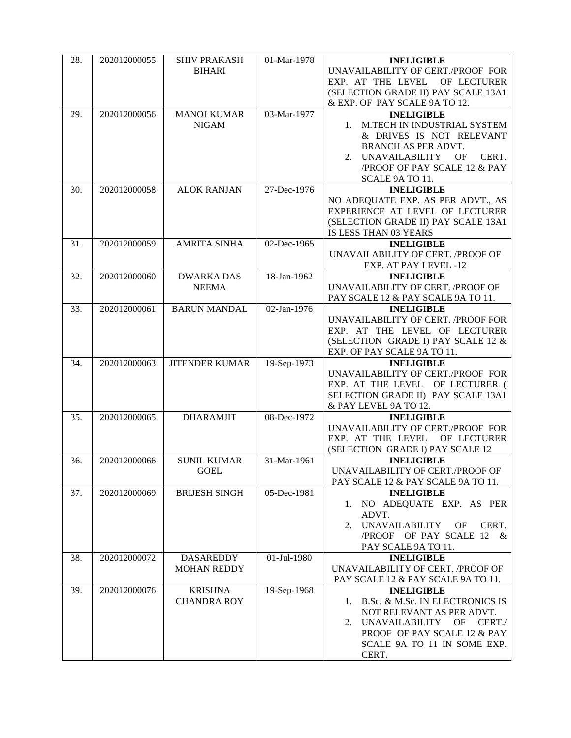| 28. | 202012000055 | SHIV PRAKASH BIHARI | 01-Mar-1978 | **INELIGIBLE** UNAVAILABILITY OF CERT./PROOF FOR EXP. AT THE LEVEL OF LECTURER (SELECTION GRADE II) PAY SCALE 13A1 & EXP. OF PAY SCALE 9A TO 12. |
|---|---|---|---|---|
| 29. | 202012000056 | MANOJ KUMAR NIGAM | 03-Mar-1977 | **INELIGIBLE** 1. M.TECH IN INDUSTRIAL SYSTEM & DRIVES IS NOT RELEVANT BRANCH AS PER ADVT. 2. UNAVAILABILITY OF CERT. /PROOF OF PAY SCALE 12 & PAY SCALE 9A TO 11. |
| 30. | 202012000058 | ALOK RANJAN | 27-Dec-1976 | **INELIGIBLE** NO ADEQUATE EXP. AS PER ADVT., AS EXPERIENCE AT LEVEL OF LECTURER (SELECTION GRADE II) PAY SCALE 13A1 IS LESS THAN 03 YEARS |
| 31. | 202012000059 | AMRITA SINHA | 02-Dec-1965 | **INELIGIBLE** UNAVAILABILITY OF CERT. /PROOF OF EXP. AT PAY LEVEL -12 |
| 32. | 202012000060 | DWARKA DAS NEEMA | 18-Jan-1962 | **INELIGIBLE** UNAVAILABILITY OF CERT. /PROOF OF PAY SCALE 12 & PAY SCALE 9A TO 11. |
| 33. | 202012000061 | BARUN MANDAL | 02-Jan-1976 | **INELIGIBLE** UNAVAILABILITY OF CERT. /PROOF FOR EXP. AT THE LEVEL OF LECTURER (SELECTION GRADE I) PAY SCALE 12 & EXP. OF PAY SCALE 9A TO 11. |
| 34. | 202012000063 | JITENDER KUMAR | 19-Sep-1973 | **INELIGIBLE** UNAVAILABILITY OF CERT./PROOF FOR EXP. AT THE LEVEL OF LECTURER ( SELECTION GRADE II) PAY SCALE 13A1 & PAY LEVEL 9A TO 12. |
| 35. | 202012000065 | DHARAMJIT | 08-Dec-1972 | **INELIGIBLE** UNAVAILABILITY OF CERT./PROOF FOR EXP. AT THE LEVEL OF LECTURER (SELECTION GRADE I) PAY SCALE 12 |
| 36. | 202012000066 | SUNIL KUMAR GOEL | 31-Mar-1961 | **INELIGIBLE** UNAVAILABILITY OF CERT./PROOF OF PAY SCALE 12 & PAY SCALE 9A TO 11. |
| 37. | 202012000069 | BRIJESH SINGH | 05-Dec-1981 | **INELIGIBLE** 1. NO ADEQUATE EXP. AS PER ADVT. 2. UNAVAILABILITY OF CERT. /PROOF OF PAY SCALE 12 & PAY SCALE 9A TO 11. |
| 38. | 202012000072 | DASAREDDY MOHAN REDDY | 01-Jul-1980 | **INELIGIBLE** UNAVAILABILITY OF CERT. /PROOF OF PAY SCALE 12 & PAY SCALE 9A TO 11. |
| 39. | 202012000076 | KRISHNA CHANDRA ROY | 19-Sep-1968 | **INELIGIBLE** 1. B.Sc. & M.Sc. IN ELECTRONICS IS NOT RELEVANT AS PER ADVT. 2. UNAVAILABILITY OF CERT./ PROOF OF PAY SCALE 12 & PAY SCALE 9A TO 11 IN SOME EXP. CERT. |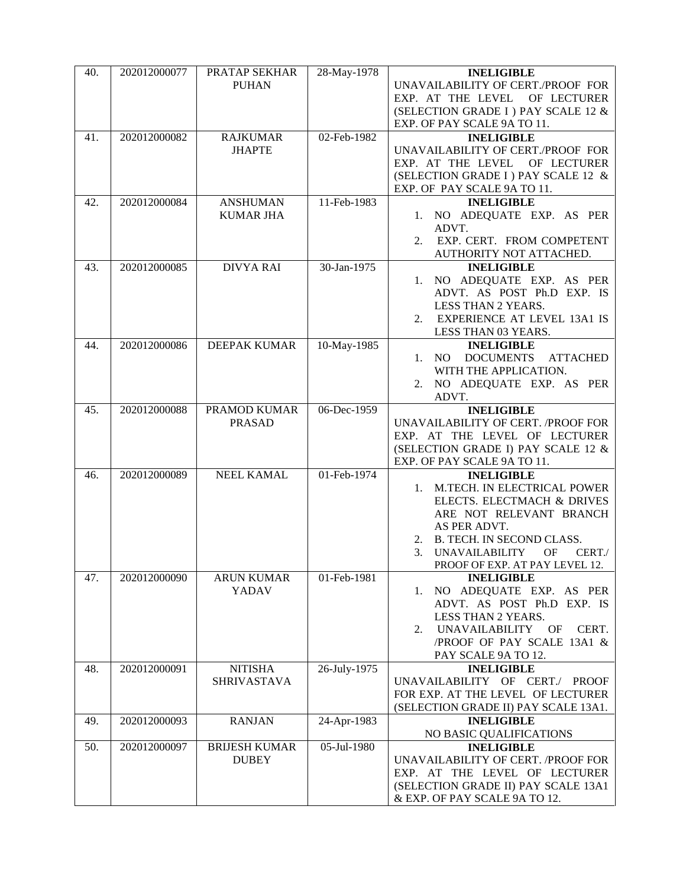| 40. | 202012000077 | PRATAP SEKHAR PUHAN | 28-May-1978 | **INELIGIBLE**<br>UNAVAILABILITY OF CERT./PROOF FOR EXP. AT THE LEVEL OF LECTURER (SELECTION GRADE I ) PAY SCALE 12 & EXP. OF PAY SCALE 9A TO 11. |
|---|---|---|---|---|
| 41. | 202012000082 | RAJKUMAR JHAPTE | 02-Feb-1982 | **INELIGIBLE**<br>UNAVAILABILITY OF CERT./PROOF FOR EXP. AT THE LEVEL OF LECTURER (SELECTION GRADE I ) PAY SCALE 12 & EXP. OF PAY SCALE 9A TO 11. |
| 42. | 202012000084 | ANSHUMAN KUMAR JHA | 11-Feb-1983 | **INELIGIBLE**<br>1. NO ADEQUATE EXP. AS PER ADVT.<br>2. EXP. CERT. FROM COMPETENT AUTHORITY NOT ATTACHED. |
| 43. | 202012000085 | DIVYA RAI | 30-Jan-1975 | **INELIGIBLE**<br>1. NO ADEQUATE EXP. AS PER ADVT. AS POST Ph.D EXP. IS LESS THAN 2 YEARS.<br>2. EXPERIENCE AT LEVEL 13A1 IS LESS THAN 03 YEARS. |
| 44. | 202012000086 | DEEPAK KUMAR | 10-May-1985 | **INELIGIBLE**<br>1. NO DOCUMENTS ATTACHED WITH THE APPLICATION.<br>2. NO ADEQUATE EXP. AS PER ADVT. |
| 45. | 202012000088 | PRAMOD KUMAR PRASAD | 06-Dec-1959 | **INELIGIBLE**<br>UNAVAILABILITY OF CERT. /PROOF FOR EXP. AT THE LEVEL OF LECTURER (SELECTION GRADE I) PAY SCALE 12 & EXP. OF PAY SCALE 9A TO 11. |
| 46. | 202012000089 | NEEL KAMAL | 01-Feb-1974 | **INELIGIBLE**<br>1. M.TECH. IN ELECTRICAL POWER ELECTS. ELECTMACH & DRIVES ARE NOT RELEVANT BRANCH AS PER ADVT.<br>2. B. TECH. IN SECOND CLASS.<br>3. UNAVAILABILITY OF CERT./ PROOF OF EXP. AT PAY LEVEL 12. |
| 47. | 202012000090 | ARUN KUMAR YADAV | 01-Feb-1981 | **INELIGIBLE**<br>1. NO ADEQUATE EXP. AS PER ADVT. AS POST Ph.D EXP. IS LESS THAN 2 YEARS.<br>2. UNAVAILABILITY OF CERT. /PROOF OF PAY SCALE 13A1 & PAY SCALE 9A TO 12. |
| 48. | 202012000091 | NITISHA SHRIVASTAVA | 26-July-1975 | **INELIGIBLE**<br>UNAVAILABILITY OF CERT./ PROOF FOR EXP. AT THE LEVEL OF LECTURER (SELECTION GRADE II) PAY SCALE 13A1. |
| 49. | 202012000093 | RANJAN | 24-Apr-1983 | **INELIGIBLE**<br>NO BASIC QUALIFICATIONS |
| 50. | 202012000097 | BRIJESH KUMAR DUBEY | 05-Jul-1980 | **INELIGIBLE**<br>UNAVAILABILITY OF CERT. /PROOF FOR EXP. AT THE LEVEL OF LECTURER (SELECTION GRADE II) PAY SCALE 13A1 & EXP. OF PAY SCALE 9A TO 12. |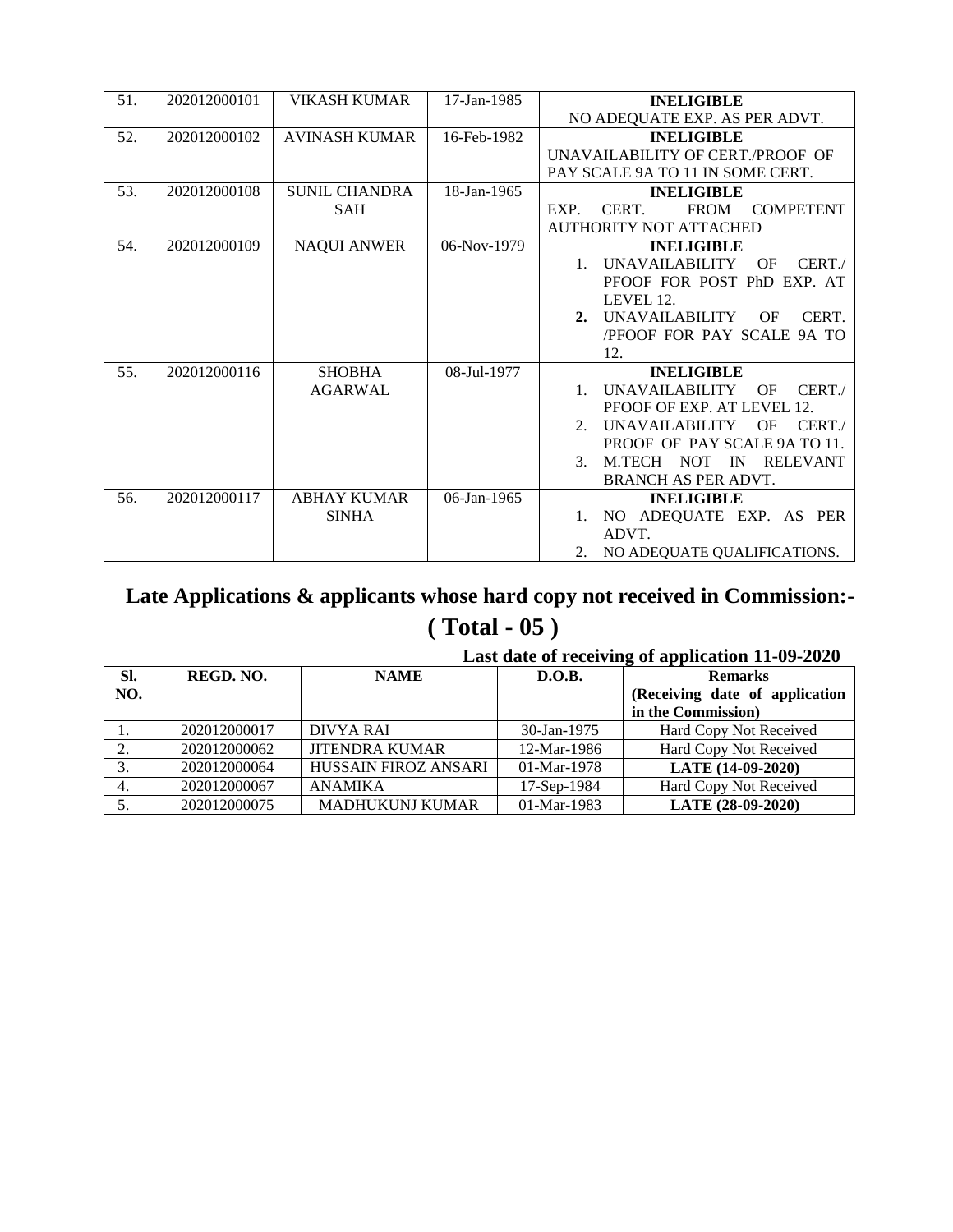| | | | | |
|---|---|---|---|---|
| 51. | 202012000101 | VIKASH KUMAR | 17-Jan-1985 | **INELIGIBLE**<br>NO ADEQUATE EXP. AS PER ADVT. |
| 52. | 202012000102 | AVINASH KUMAR | 16-Feb-1982 | **INELIGIBLE**<br>UNAVAILABILITY OF CERT./PROOF OF PAY SCALE 9A TO 11 IN SOME CERT. |
| 53. | 202012000108 | SUNIL CHANDRA SAH | 18-Jan-1965 | **INELIGIBLE**<br>EXP. CERT. FROM COMPETENT AUTHORITY NOT ATTACHED |
| 54. | 202012000109 | NAQUI ANWER | 06-Nov-1979 | **INELIGIBLE**<br>1. UNAVAILABILITY OF CERT./ PFOOF FOR POST PhD EXP. AT LEVEL 12.<br>**2.** UNAVAILABILITY OF CERT. /PFOOF FOR PAY SCALE 9A TO 12. |
| 55. | 202012000116 | SHOBHA AGARWAL | 08-Jul-1977 | **INELIGIBLE**<br>1. UNAVAILABILITY OF CERT./ PFOOF OF EXP. AT LEVEL 12.<br>2. UNAVAILABILITY OF CERT./ PROOF OF PAY SCALE 9A TO 11.<br>3. M.TECH NOT IN RELEVANT BRANCH AS PER ADVT. |
| 56. | 202012000117 | ABHAY KUMAR SINHA | 06-Jan-1965 | **INELIGIBLE**<br>1. NO ADEQUATE EXP. AS PER ADVT.<br>2. NO ADEQUATE QUALIFICATIONS. |

## Late Applications & applicants whose hard copy not received in Commission:- ( Total - 05 )

**Last date of receiving of application 11-09-2020**

| Sl. NO. | REGD. NO. | NAME | D.O.B. | Remarks (Receiving date of application in the Commission) |
|---|---|---|---|---|
| 1. | 202012000017 | DIVYA RAI | 30-Jan-1975 | Hard Copy Not Received |
| 2. | 202012000062 | JITENDRA KUMAR | 12-Mar-1986 | Hard Copy Not Received |
| 3. | 202012000064 | HUSSAIN FIROZ ANSARI | 01-Mar-1978 | **LATE (14-09-2020)** |
| 4. | 202012000067 | ANAMIKA | 17-Sep-1984 | Hard Copy Not Received |
| 5. | 202012000075 | MADHUKUNJ KUMAR | 01-Mar-1983 | **LATE (28-09-2020)** |